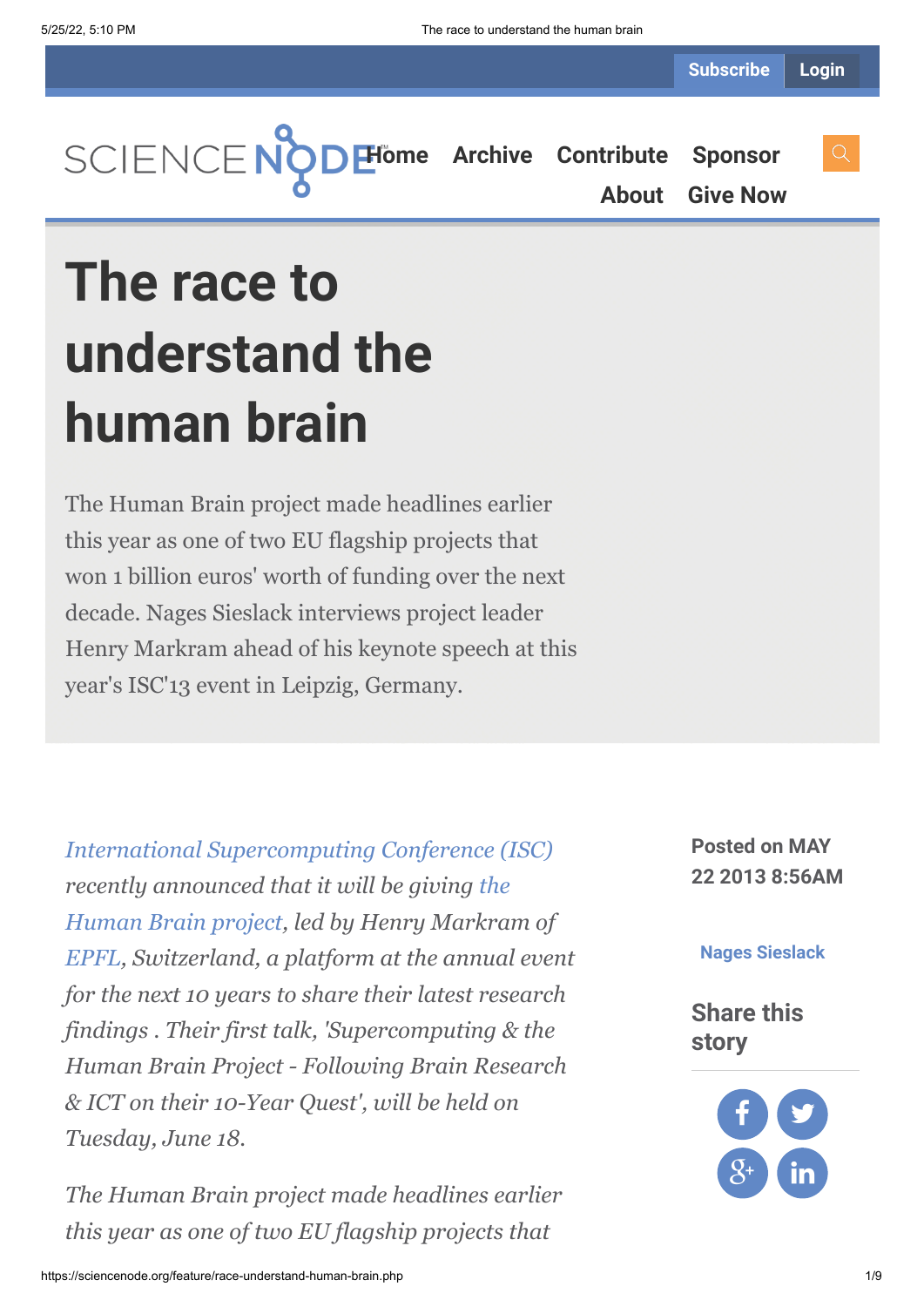# The race to understand the human brain

The Human Brain project made headlines earlier this year as one of two EU flagship projects that won 1 billion euros' worth of funding over the next decade. Nages Sieslack interviews project leader Henry Markram ahead of his keynote speech at this year's ISC'13 event in Leipzig, Germany.

Posted on MAY 22 2013 8:56AM

Nages Sieslack

*International Supercomputing Conference (ISC) recently announced that it will be giving the Human Brain project, led by Henry Markram of EPFL, Switzerland, a platform at the annual event for the next 10 years to share their latest research findings . Their first talk, 'Supercomputing & the Human Brain Project - Following Brain Research & ICT on their 10-Year Quest', will be held on Tuesday, June 18.*

*The Human Brain project made headlines earlier this year as one of two EU flagship projects that*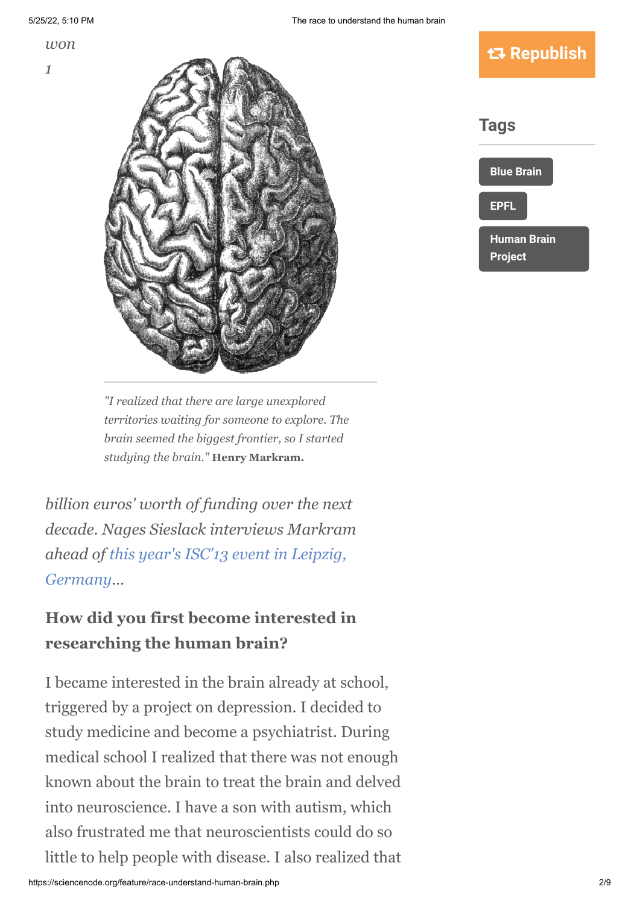*won 1*

*"I realized that there are large unexplored territories waiting for someone to explore. The brain seemed the biggest frontier, so I started studying the brain."* **Henry Markram.**

*billion euros' worth of funding over the next decade. Nages Sieslack interviews Markram ahead of this year's ISC'13 event in Leipzig, Germany...*

**Republish**

## Tags

Blue Brain

EPFL

Human Brain Project

### How did you first become interested in researching the human brain?

I became interested in the brain already at school, triggered by a project on depression. I decided to study medicine and become a psychiatrist. During medical school I realized that there was not enough known about the brain to treat the brain and delved into neuroscience. I have a son with autism, which also frustrated me that neuroscientists could do so little to help people with disease. I also realized that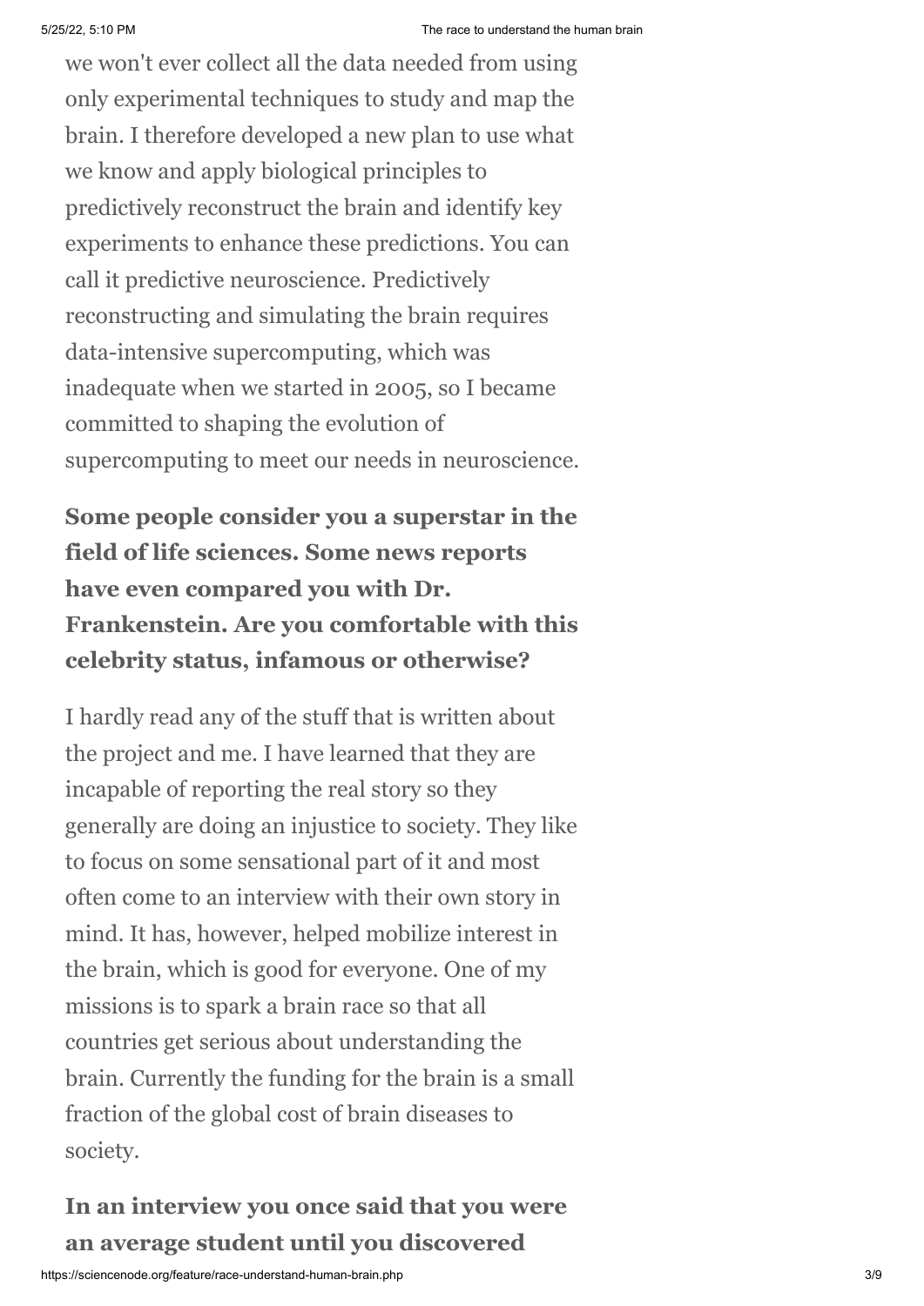we won't ever collect all the data needed from using only experimental techniques to study and map the brain. I therefore developed a new plan to use what we know and apply biological principles to predictively reconstruct the brain and identify key experiments to enhance these predictions. You can call it predictive neuroscience. Predictively reconstructing and simulating the brain requires data-intensive supercomputing, which was inadequate when we started in 2005, so I became committed to shaping the evolution of supercomputing to meet our needs in neuroscience.

**Some people consider you a superstar in the field of life sciences. Some news reports have even compared you with Dr. Frankenstein. Are you comfortable with this celebrity status, infamous or otherwise?**

I hardly read any of the stuff that is written about the project and me. I have learned that they are incapable of reporting the real story so they generally are doing an injustice to society. They like to focus on some sensational part of it and most often come to an interview with their own story in mind. It has, however, helped mobilize interest in the brain, which is good for everyone. One of my missions is to spark a brain race so that all countries get serious about understanding the brain. Currently the funding for the brain is a small fraction of the global cost of brain diseases to society.

**In an interview you once said that you were an average student until you discovered**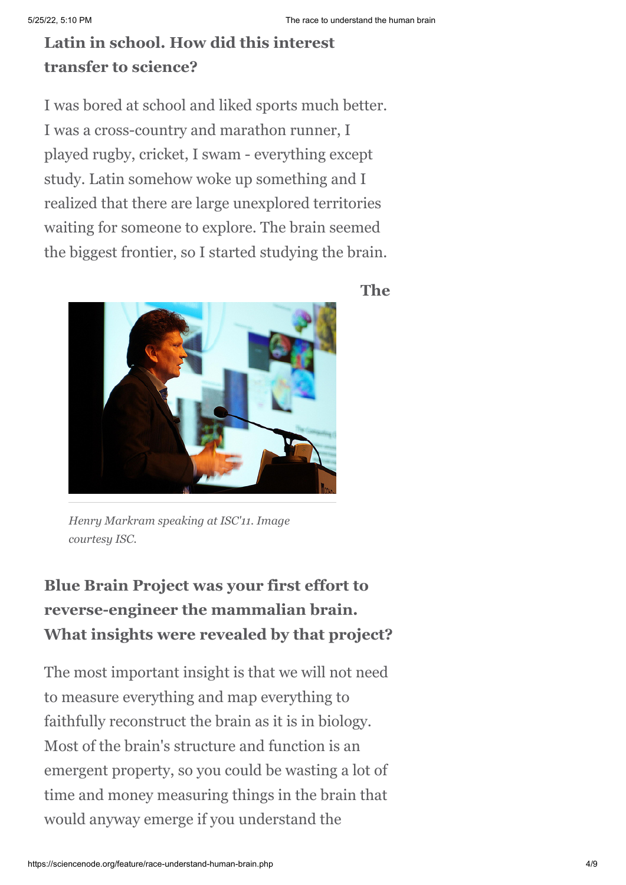**Latin in school. How did this interest transfer to science?**

I was bored at school and liked sports much better. I was a cross-country and marathon runner, I played rugby, cricket, I swam - everything except study. Latin somehow woke up something and I realized that there are large unexplored territories waiting for someone to explore. The brain seemed the biggest frontier, so I started studying the brain.

*Henry Markram speaking at ISC'11. Image courtesy ISC.*

**The Blue Brain Project was your first effort to reverse-engineer the mammalian brain. What insights were revealed by that project?**

The most important insight is that we will not need to measure everything and map everything to faithfully reconstruct the brain as it is in biology. Most of the brain's structure and function is an emergent property, so you could be wasting a lot of time and money measuring things in the brain that would anyway emerge if you understand the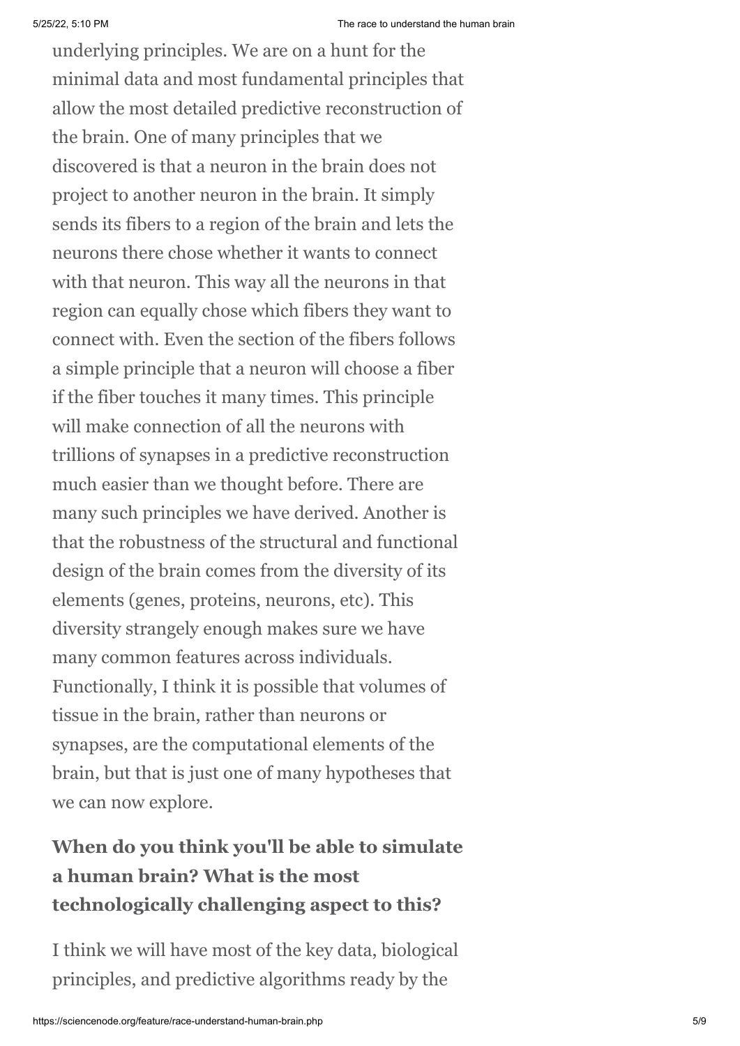underlying principles. We are on a hunt for the minimal data and most fundamental principles that allow the most detailed predictive reconstruction of the brain. One of many principles that we discovered is that a neuron in the brain does not project to another neuron in the brain. It simply sends its fibers to a region of the brain and lets the neurons there chose whether it wants to connect with that neuron. This way all the neurons in that region can equally chose which fibers they want to connect with. Even the section of the fibers follows a simple principle that a neuron will choose a fiber if the fiber touches it many times. This principle will make connection of all the neurons with trillions of synapses in a predictive reconstruction much easier than we thought before. There are many such principles we have derived. Another is that the robustness of the structural and functional design of the brain comes from the diversity of its elements (genes, proteins, neurons, etc). This diversity strangely enough makes sure we have many common features across individuals. Functionally, I think it is possible that volumes of tissue in the brain, rather than neurons or synapses, are the computational elements of the brain, but that is just one of many hypotheses that we can now explore.

### When do you think you'll be able to simulate a human brain? What is the most technologically challenging aspect to this?

I think we will have most of the key data, biological principles, and predictive algorithms ready by the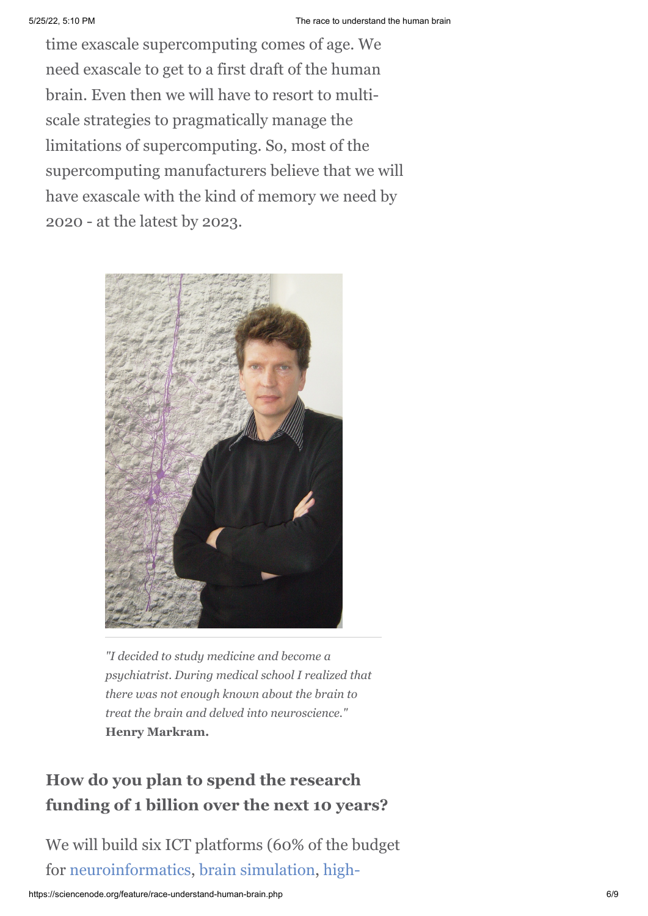time exascale supercomputing comes of age. We need exascale to get to a first draft of the human brain. Even then we will have to resort to multi-scale strategies to pragmatically manage the limitations of supercomputing. So, most of the supercomputing manufacturers believe that we will have exascale with the kind of memory we need by 2020 - at the latest by 2023.

*"I decided to study medicine and become a psychiatrist. During medical school I realized that there was not enough known about the brain to treat the brain and delved into neuroscience."* **Henry Markram.**

## How do you plan to spend the research funding of 1 billion over the next 10 years?

We will build six ICT platforms (60% of the budget for neuroinformatics, brain simulation, high-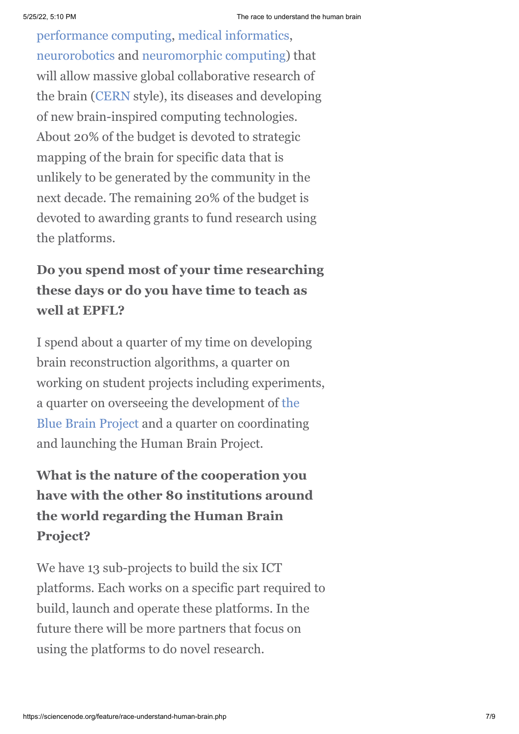performance computing, medical informatics, neurorobotics and neuromorphic computing) that will allow massive global collaborative research of the brain (CERN style), its diseases and developing of new brain-inspired computing technologies. About 20% of the budget is devoted to strategic mapping of the brain for specific data that is unlikely to be generated by the community in the next decade. The remaining 20% of the budget is devoted to awarding grants to fund research using the platforms.

**Do you spend most of your time researching these days or do you have time to teach as well at EPFL?**

I spend about a quarter of my time on developing brain reconstruction algorithms, a quarter on working on student projects including experiments, a quarter on overseeing the development of the Blue Brain Project and a quarter on coordinating and launching the Human Brain Project.

**What is the nature of the cooperation you have with the other 80 institutions around the world regarding the Human Brain Project?**

We have 13 sub-projects to build the six ICT platforms. Each works on a specific part required to build, launch and operate these platforms. In the future there will be more partners that focus on using the platforms to do novel research.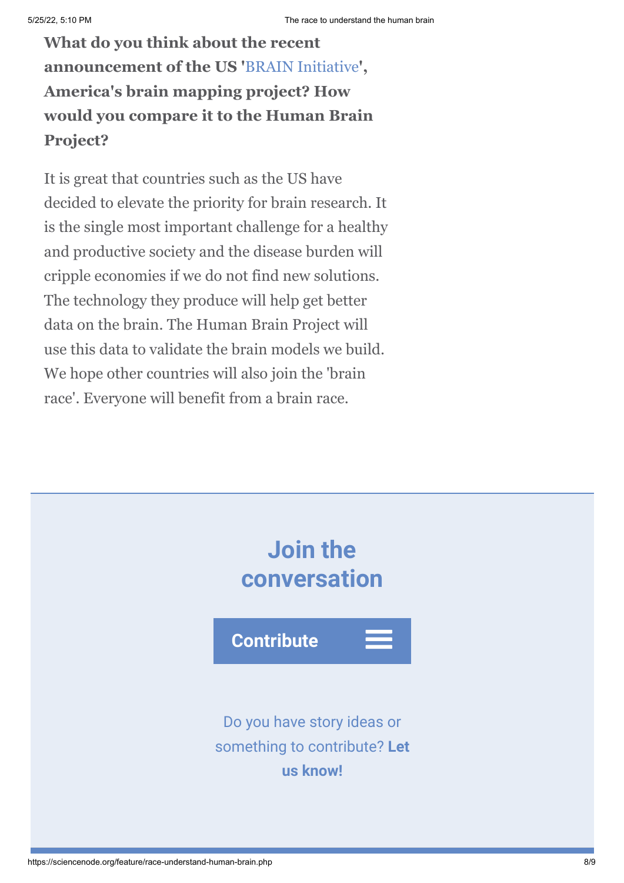**What do you think about the recent announcement of the US 'BRAIN Initiative', America's brain mapping project? How would you compare it to the Human Brain Project?**

It is great that countries such as the US have decided to elevate the priority for brain research. It is the single most important challenge for a healthy and productive society and the disease burden will cripple economies if we do not find new solutions. The technology they produce will help get better data on the brain. The Human Brain Project will use this data to validate the brain models we build. We hope other countries will also join the 'brain race'. Everyone will benefit from a brain race.

## Join the conversation

**Contribute**

Do you have story ideas or something to contribute? **Let us know!**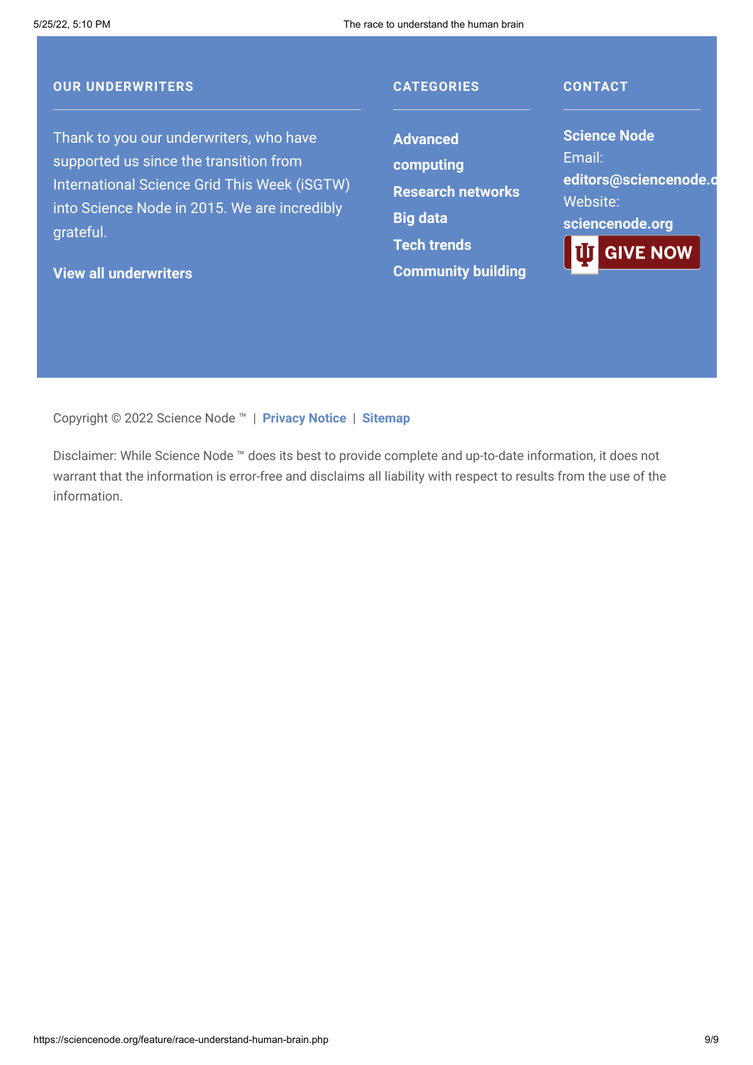## OUR UNDERWRITERS

Thank to you our underwriters, who have supported us since the transition from International Science Grid This Week (iSGTW) into Science Node in 2015. We are incredibly grateful.

**View all underwriters**

## CATEGORIES

**Advanced computing**

**Research networks**

**Big data**

**Tech trends**

**Community building**

## CONTACT

**Science Node**

Email:

**editors@sciencenode.o**

Website:

**sciencenode.org**

**GIVE NOW**

Copyright © 2022 Science Node ™ | **Privacy Notice** | **Sitemap**

Disclaimer: While Science Node ™ does its best to provide complete and up-to-date information, it does not warrant that the information is error-free and disclaims all liability with respect to results from the use of the information.